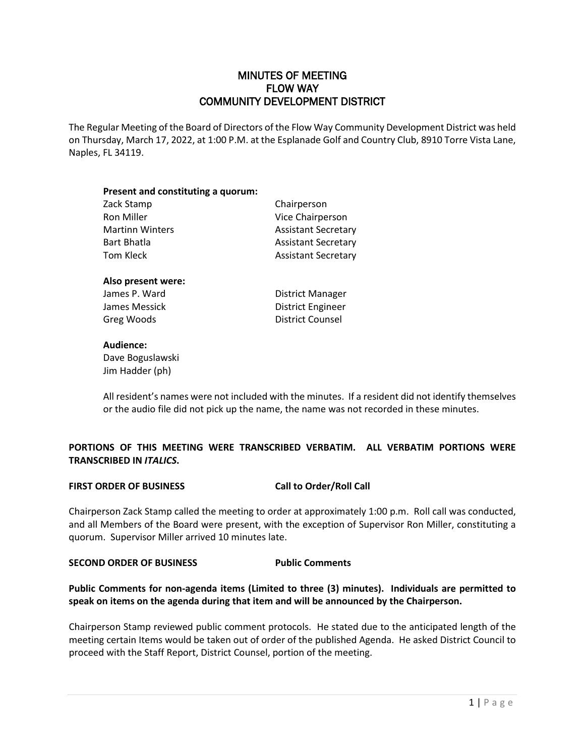# MINUTES OF MEETING
# FLOW WAY
# COMMUNITY DEVELOPMENT DISTRICT

The Regular Meeting of the Board of Directors of the Flow Way Community Development District was held on Thursday, March 17, 2022, at 1:00 P.M. at the Esplanade Golf and Country Club, 8910 Torre Vista Lane, Naples, FL 34119.

**Present and constituting a quorum:**

| | |
|---|---|
| Zack Stamp | Chairperson |
| Ron Miller | Vice Chairperson |
| Martinn Winters | Assistant Secretary |
| Bart Bhatla | Assistant Secretary |
| Tom Kleck | Assistant Secretary |

**Also present were:**

| | |
|---|---|
| James P. Ward | District Manager |
| James Messick | District Engineer |
| Greg Woods | District Counsel |

**Audience:**

Dave Boguslawski
Jim Hadder (ph)

All resident's names were not included with the minutes. If a resident did not identify themselves or the audio file did not pick up the name, the name was not recorded in these minutes.

**PORTIONS OF THIS MEETING WERE TRANSCRIBED VERBATIM. ALL VERBATIM PORTIONS WERE TRANSCRIBED IN *ITALICS*.**

**FIRST ORDER OF BUSINESS** **Call to Order/Roll Call**

Chairperson Zack Stamp called the meeting to order at approximately 1:00 p.m. Roll call was conducted, and all Members of the Board were present, with the exception of Supervisor Ron Miller, constituting a quorum. Supervisor Miller arrived 10 minutes late.

**SECOND ORDER OF BUSINESS** **Public Comments**

**Public Comments for non-agenda items (Limited to three (3) minutes). Individuals are permitted to speak on items on the agenda during that item and will be announced by the Chairperson.**

Chairperson Stamp reviewed public comment protocols. He stated due to the anticipated length of the meeting certain Items would be taken out of order of the published Agenda. He asked District Council to proceed with the Staff Report, District Counsel, portion of the meeting.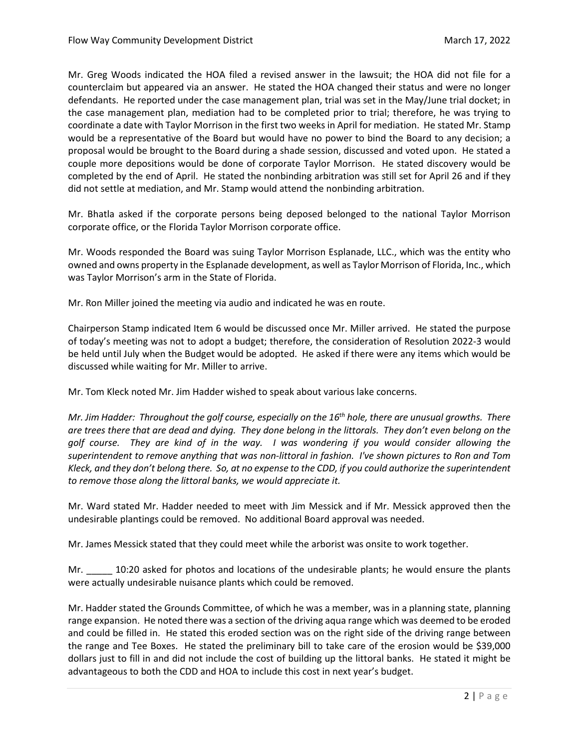Mr. Greg Woods indicated the HOA filed a revised answer in the lawsuit; the HOA did not file for a counterclaim but appeared via an answer. He stated the HOA changed their status and were no longer defendants. He reported under the case management plan, trial was set in the May/June trial docket; in the case management plan, mediation had to be completed prior to trial; therefore, he was trying to coordinate a date with Taylor Morrison in the first two weeks in April for mediation. He stated Mr. Stamp would be a representative of the Board but would have no power to bind the Board to any decision; a proposal would be brought to the Board during a shade session, discussed and voted upon. He stated a couple more depositions would be done of corporate Taylor Morrison. He stated discovery would be completed by the end of April. He stated the nonbinding arbitration was still set for April 26 and if they did not settle at mediation, and Mr. Stamp would attend the nonbinding arbitration.

Mr. Bhatla asked if the corporate persons being deposed belonged to the national Taylor Morrison corporate office, or the Florida Taylor Morrison corporate office.

Mr. Woods responded the Board was suing Taylor Morrison Esplanade, LLC., which was the entity who owned and owns property in the Esplanade development, as well as Taylor Morrison of Florida, Inc., which was Taylor Morrison's arm in the State of Florida.

Mr. Ron Miller joined the meeting via audio and indicated he was en route.

Chairperson Stamp indicated Item 6 would be discussed once Mr. Miller arrived. He stated the purpose of today's meeting was not to adopt a budget; therefore, the consideration of Resolution 2022-3 would be held until July when the Budget would be adopted. He asked if there were any items which would be discussed while waiting for Mr. Miller to arrive.

Mr. Tom Kleck noted Mr. Jim Hadder wished to speak about various lake concerns.

*Mr. Jim Hadder: Throughout the golf course, especially on the 16th hole, there are unusual growths. There are trees there that are dead and dying. They done belong in the littorals. They don't even belong on the golf course. They are kind of in the way. I was wondering if you would consider allowing the superintendent to remove anything that was non-littoral in fashion. I've shown pictures to Ron and Tom Kleck, and they don't belong there. So, at no expense to the CDD, if you could authorize the superintendent to remove those along the littoral banks, we would appreciate it.*

Mr. Ward stated Mr. Hadder needed to meet with Jim Messick and if Mr. Messick approved then the undesirable plantings could be removed. No additional Board approval was needed.

Mr. James Messick stated that they could meet while the arborist was onsite to work together.

Mr. _____ 10:20 asked for photos and locations of the undesirable plants; he would ensure the plants were actually undesirable nuisance plants which could be removed.

Mr. Hadder stated the Grounds Committee, of which he was a member, was in a planning state, planning range expansion. He noted there was a section of the driving aqua range which was deemed to be eroded and could be filled in. He stated this eroded section was on the right side of the driving range between the range and Tee Boxes. He stated the preliminary bill to take care of the erosion would be $39,000 dollars just to fill in and did not include the cost of building up the littoral banks. He stated it might be advantageous to both the CDD and HOA to include this cost in next year's budget.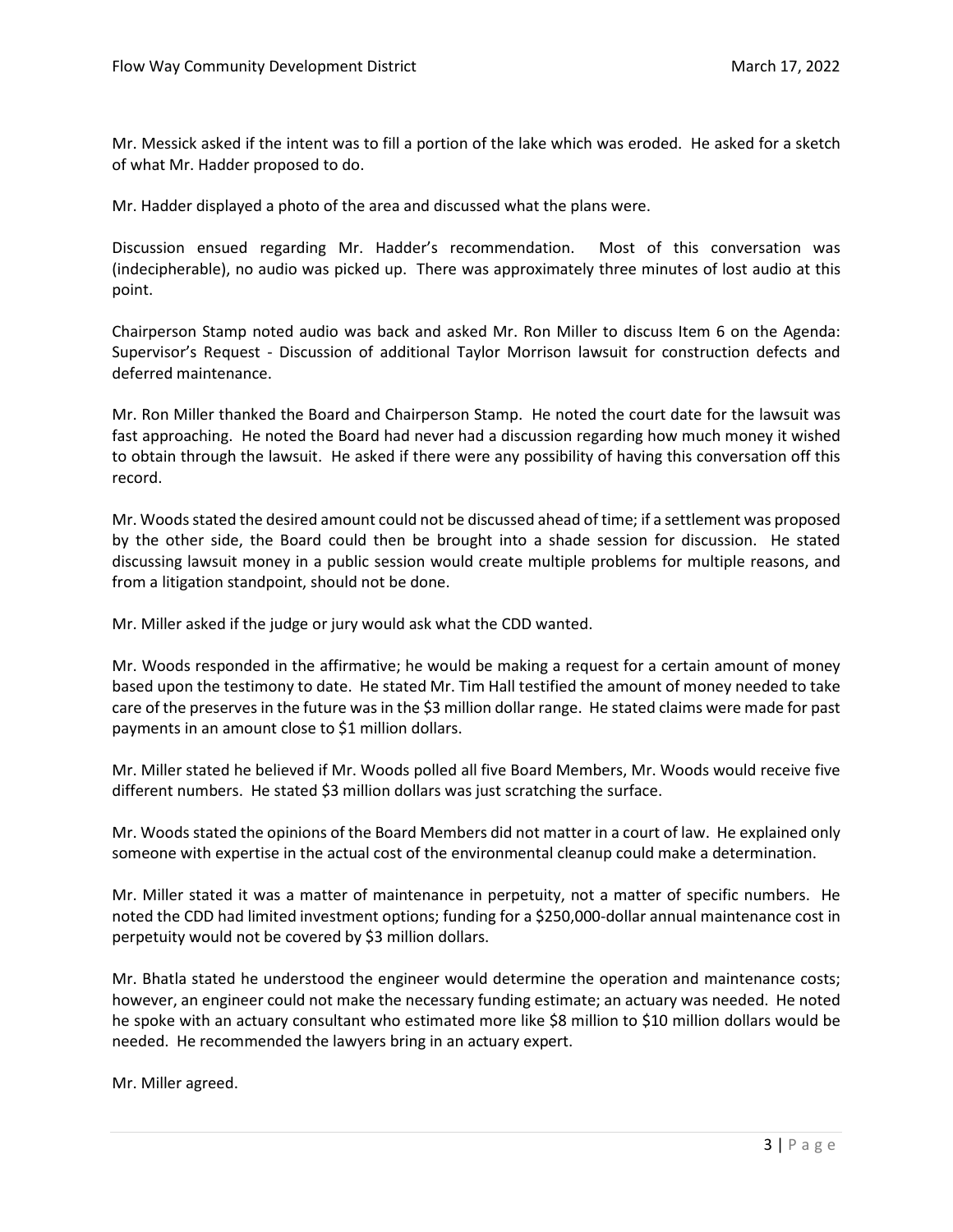Mr. Messick asked if the intent was to fill a portion of the lake which was eroded. He asked for a sketch of what Mr. Hadder proposed to do.

Mr. Hadder displayed a photo of the area and discussed what the plans were.

Discussion ensued regarding Mr. Hadder's recommendation. Most of this conversation was (indecipherable), no audio was picked up. There was approximately three minutes of lost audio at this point.

Chairperson Stamp noted audio was back and asked Mr. Ron Miller to discuss Item 6 on the Agenda: Supervisor's Request - Discussion of additional Taylor Morrison lawsuit for construction defects and deferred maintenance.

Mr. Ron Miller thanked the Board and Chairperson Stamp. He noted the court date for the lawsuit was fast approaching. He noted the Board had never had a discussion regarding how much money it wished to obtain through the lawsuit. He asked if there were any possibility of having this conversation off this record.

Mr. Woods stated the desired amount could not be discussed ahead of time; if a settlement was proposed by the other side, the Board could then be brought into a shade session for discussion. He stated discussing lawsuit money in a public session would create multiple problems for multiple reasons, and from a litigation standpoint, should not be done.

Mr. Miller asked if the judge or jury would ask what the CDD wanted.

Mr. Woods responded in the affirmative; he would be making a request for a certain amount of money based upon the testimony to date. He stated Mr. Tim Hall testified the amount of money needed to take care of the preserves in the future was in the $3 million dollar range. He stated claims were made for past payments in an amount close to $1 million dollars.

Mr. Miller stated he believed if Mr. Woods polled all five Board Members, Mr. Woods would receive five different numbers. He stated $3 million dollars was just scratching the surface.

Mr. Woods stated the opinions of the Board Members did not matter in a court of law. He explained only someone with expertise in the actual cost of the environmental cleanup could make a determination.

Mr. Miller stated it was a matter of maintenance in perpetuity, not a matter of specific numbers. He noted the CDD had limited investment options; funding for a $250,000-dollar annual maintenance cost in perpetuity would not be covered by $3 million dollars.

Mr. Bhatla stated he understood the engineer would determine the operation and maintenance costs; however, an engineer could not make the necessary funding estimate; an actuary was needed. He noted he spoke with an actuary consultant who estimated more like $8 million to $10 million dollars would be needed. He recommended the lawyers bring in an actuary expert.

Mr. Miller agreed.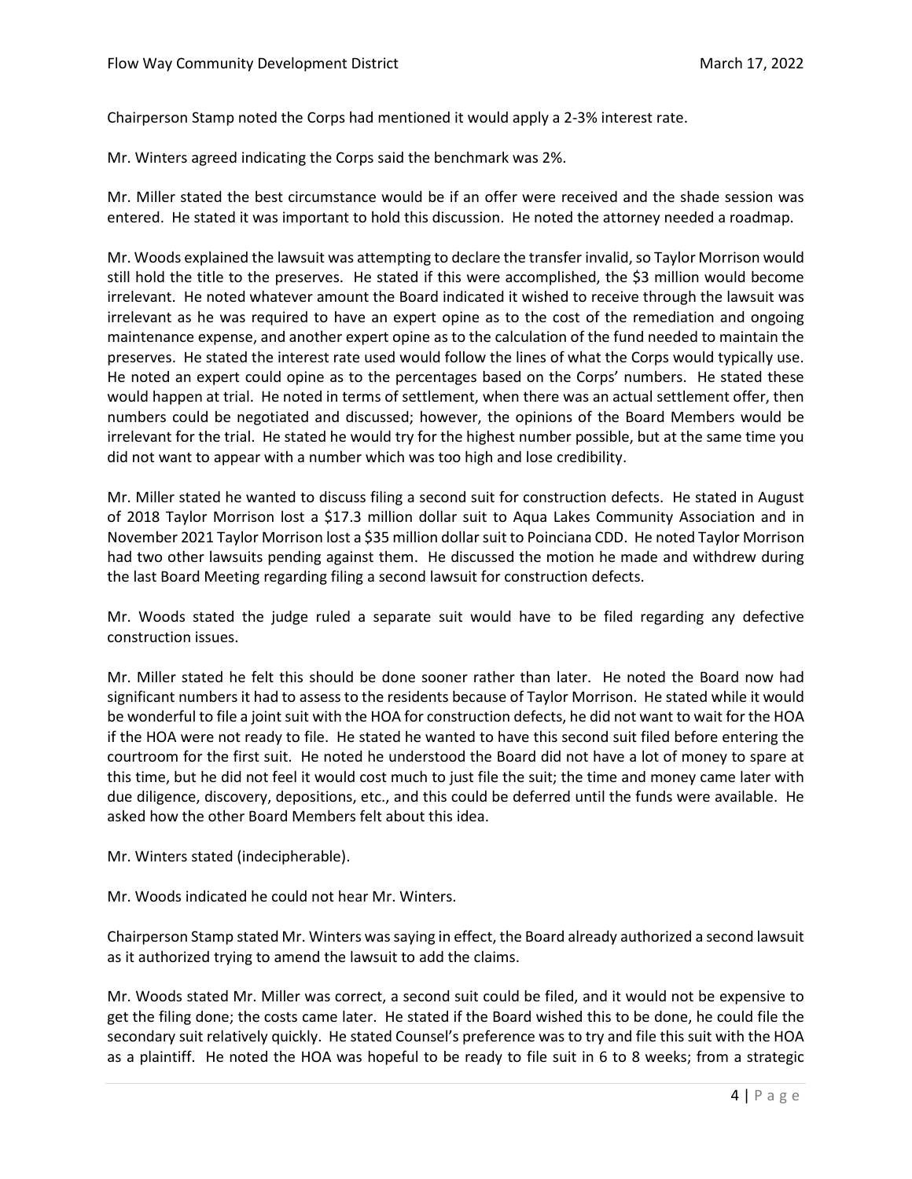Chairperson Stamp noted the Corps had mentioned it would apply a 2-3% interest rate.

Mr. Winters agreed indicating the Corps said the benchmark was 2%.

Mr. Miller stated the best circumstance would be if an offer were received and the shade session was entered. He stated it was important to hold this discussion. He noted the attorney needed a roadmap.

Mr. Woods explained the lawsuit was attempting to declare the transfer invalid, so Taylor Morrison would still hold the title to the preserves. He stated if this were accomplished, the $3 million would become irrelevant. He noted whatever amount the Board indicated it wished to receive through the lawsuit was irrelevant as he was required to have an expert opine as to the cost of the remediation and ongoing maintenance expense, and another expert opine as to the calculation of the fund needed to maintain the preserves. He stated the interest rate used would follow the lines of what the Corps would typically use. He noted an expert could opine as to the percentages based on the Corps' numbers. He stated these would happen at trial. He noted in terms of settlement, when there was an actual settlement offer, then numbers could be negotiated and discussed; however, the opinions of the Board Members would be irrelevant for the trial. He stated he would try for the highest number possible, but at the same time you did not want to appear with a number which was too high and lose credibility.

Mr. Miller stated he wanted to discuss filing a second suit for construction defects. He stated in August of 2018 Taylor Morrison lost a $17.3 million dollar suit to Aqua Lakes Community Association and in November 2021 Taylor Morrison lost a $35 million dollar suit to Poinciana CDD. He noted Taylor Morrison had two other lawsuits pending against them. He discussed the motion he made and withdrew during the last Board Meeting regarding filing a second lawsuit for construction defects.

Mr. Woods stated the judge ruled a separate suit would have to be filed regarding any defective construction issues.

Mr. Miller stated he felt this should be done sooner rather than later. He noted the Board now had significant numbers it had to assess to the residents because of Taylor Morrison. He stated while it would be wonderful to file a joint suit with the HOA for construction defects, he did not want to wait for the HOA if the HOA were not ready to file. He stated he wanted to have this second suit filed before entering the courtroom for the first suit. He noted he understood the Board did not have a lot of money to spare at this time, but he did not feel it would cost much to just file the suit; the time and money came later with due diligence, discovery, depositions, etc., and this could be deferred until the funds were available. He asked how the other Board Members felt about this idea.

Mr. Winters stated (indecipherable).

Mr. Woods indicated he could not hear Mr. Winters.

Chairperson Stamp stated Mr. Winters was saying in effect, the Board already authorized a second lawsuit as it authorized trying to amend the lawsuit to add the claims.

Mr. Woods stated Mr. Miller was correct, a second suit could be filed, and it would not be expensive to get the filing done; the costs came later. He stated if the Board wished this to be done, he could file the secondary suit relatively quickly. He stated Counsel's preference was to try and file this suit with the HOA as a plaintiff. He noted the HOA was hopeful to be ready to file suit in 6 to 8 weeks; from a strategic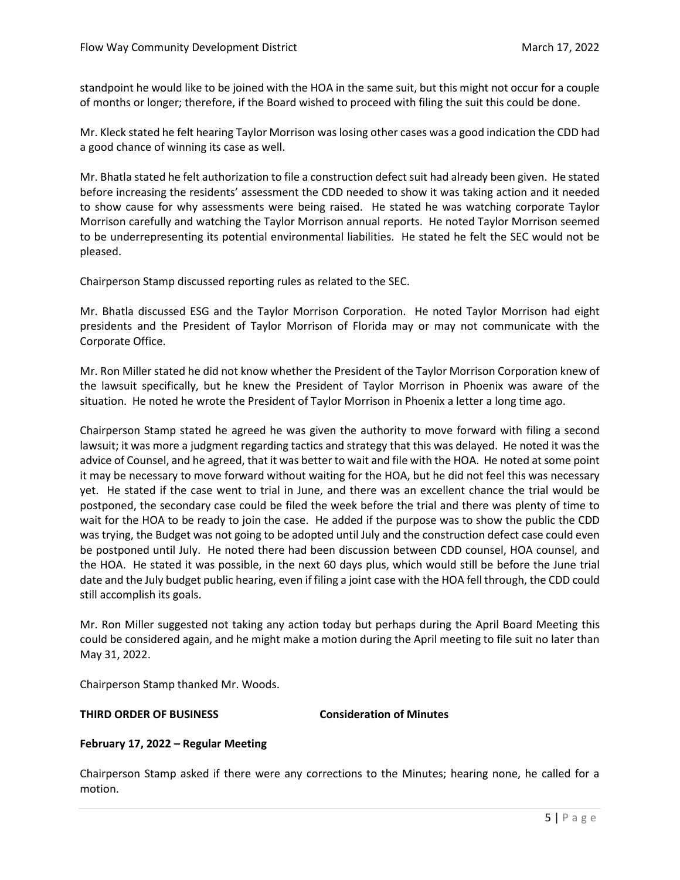standpoint he would like to be joined with the HOA in the same suit, but this might not occur for a couple of months or longer; therefore, if the Board wished to proceed with filing the suit this could be done.

Mr. Kleck stated he felt hearing Taylor Morrison was losing other cases was a good indication the CDD had a good chance of winning its case as well.

Mr. Bhatla stated he felt authorization to file a construction defect suit had already been given. He stated before increasing the residents' assessment the CDD needed to show it was taking action and it needed to show cause for why assessments were being raised. He stated he was watching corporate Taylor Morrison carefully and watching the Taylor Morrison annual reports. He noted Taylor Morrison seemed to be underrepresenting its potential environmental liabilities. He stated he felt the SEC would not be pleased.

Chairperson Stamp discussed reporting rules as related to the SEC.

Mr. Bhatla discussed ESG and the Taylor Morrison Corporation. He noted Taylor Morrison had eight presidents and the President of Taylor Morrison of Florida may or may not communicate with the Corporate Office.

Mr. Ron Miller stated he did not know whether the President of the Taylor Morrison Corporation knew of the lawsuit specifically, but he knew the President of Taylor Morrison in Phoenix was aware of the situation. He noted he wrote the President of Taylor Morrison in Phoenix a letter a long time ago.

Chairperson Stamp stated he agreed he was given the authority to move forward with filing a second lawsuit; it was more a judgment regarding tactics and strategy that this was delayed. He noted it was the advice of Counsel, and he agreed, that it was better to wait and file with the HOA. He noted at some point it may be necessary to move forward without waiting for the HOA, but he did not feel this was necessary yet. He stated if the case went to trial in June, and there was an excellent chance the trial would be postponed, the secondary case could be filed the week before the trial and there was plenty of time to wait for the HOA to be ready to join the case. He added if the purpose was to show the public the CDD was trying, the Budget was not going to be adopted until July and the construction defect case could even be postponed until July. He noted there had been discussion between CDD counsel, HOA counsel, and the HOA. He stated it was possible, in the next 60 days plus, which would still be before the June trial date and the July budget public hearing, even if filing a joint case with the HOA fell through, the CDD could still accomplish its goals.

Mr. Ron Miller suggested not taking any action today but perhaps during the April Board Meeting this could be considered again, and he might make a motion during the April meeting to file suit no later than May 31, 2022.

Chairperson Stamp thanked Mr. Woods.

**THIRD ORDER OF BUSINESS** **Consideration of Minutes**

**February 17, 2022 – Regular Meeting**

Chairperson Stamp asked if there were any corrections to the Minutes; hearing none, he called for a motion.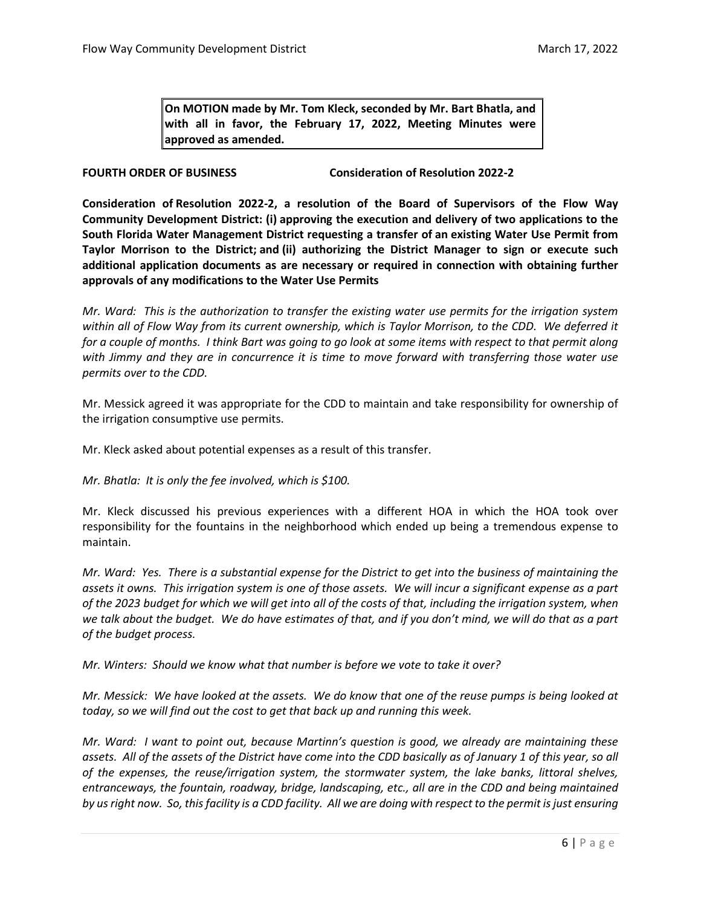**On MOTION made by Mr. Tom Kleck, seconded by Mr. Bart Bhatla, and with all in favor, the February 17, 2022, Meeting Minutes were approved as amended.**

**FOURTH ORDER OF BUSINESS** **Consideration of Resolution 2022-2**

**Consideration of Resolution 2022-2, a resolution of the Board of Supervisors of the Flow Way Community Development District: (i) approving the execution and delivery of two applications to the South Florida Water Management District requesting a transfer of an existing Water Use Permit from Taylor Morrison to the District; and (ii) authorizing the District Manager to sign or execute such additional application documents as are necessary or required in connection with obtaining further approvals of any modifications to the Water Use Permits**

*Mr. Ward: This is the authorization to transfer the existing water use permits for the irrigation system within all of Flow Way from its current ownership, which is Taylor Morrison, to the CDD. We deferred it for a couple of months. I think Bart was going to go look at some items with respect to that permit along with Jimmy and they are in concurrence it is time to move forward with transferring those water use permits over to the CDD.*

Mr. Messick agreed it was appropriate for the CDD to maintain and take responsibility for ownership of the irrigation consumptive use permits.

Mr. Kleck asked about potential expenses as a result of this transfer.

*Mr. Bhatla: It is only the fee involved, which is $100.*

Mr. Kleck discussed his previous experiences with a different HOA in which the HOA took over responsibility for the fountains in the neighborhood which ended up being a tremendous expense to maintain.

*Mr. Ward: Yes. There is a substantial expense for the District to get into the business of maintaining the assets it owns. This irrigation system is one of those assets. We will incur a significant expense as a part of the 2023 budget for which we will get into all of the costs of that, including the irrigation system, when we talk about the budget. We do have estimates of that, and if you don't mind, we will do that as a part of the budget process.*

*Mr. Winters: Should we know what that number is before we vote to take it over?*

*Mr. Messick: We have looked at the assets. We do know that one of the reuse pumps is being looked at today, so we will find out the cost to get that back up and running this week.*

*Mr. Ward: I want to point out, because Martinn's question is good, we already are maintaining these assets. All of the assets of the District have come into the CDD basically as of January 1 of this year, so all of the expenses, the reuse/irrigation system, the stormwater system, the lake banks, littoral shelves, entranceways, the fountain, roadway, bridge, landscaping, etc., all are in the CDD and being maintained by us right now. So, this facility is a CDD facility. All we are doing with respect to the permit is just ensuring*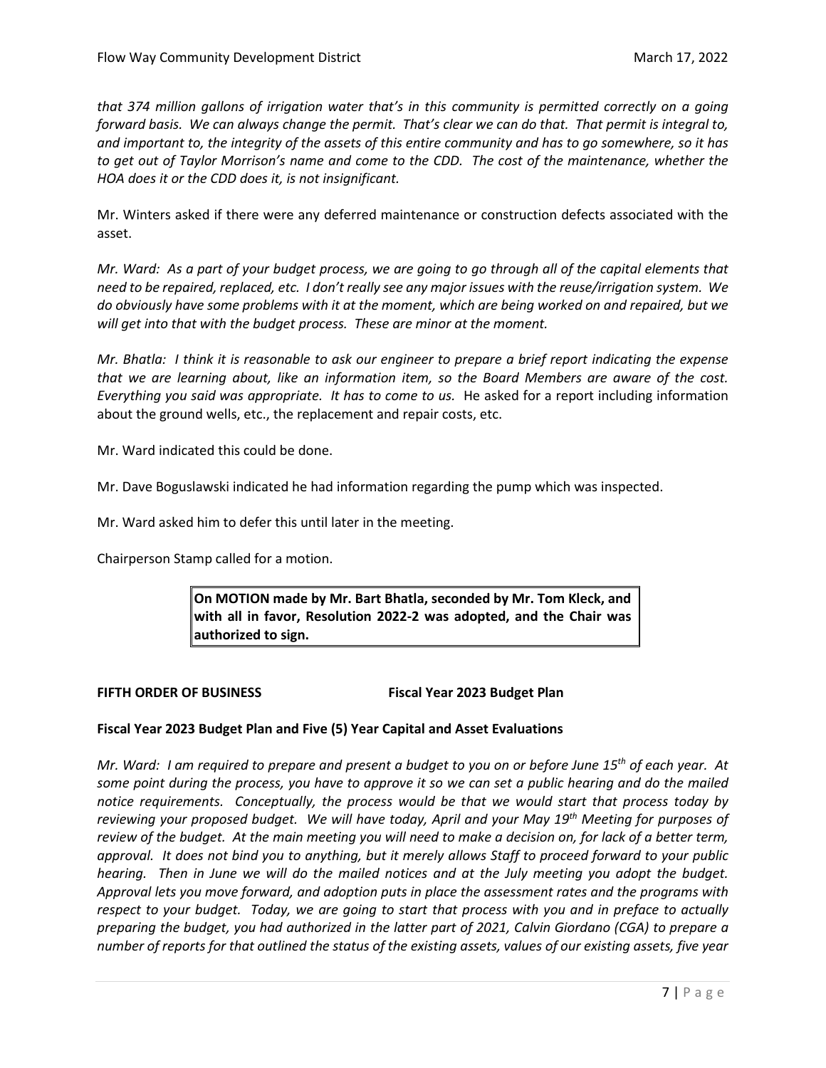*that 374 million gallons of irrigation water that's in this community is permitted correctly on a going forward basis. We can always change the permit. That's clear we can do that. That permit is integral to, and important to, the integrity of the assets of this entire community and has to go somewhere, so it has to get out of Taylor Morrison's name and come to the CDD. The cost of the maintenance, whether the HOA does it or the CDD does it, is not insignificant.*

Mr. Winters asked if there were any deferred maintenance or construction defects associated with the asset.

*Mr. Ward: As a part of your budget process, we are going to go through all of the capital elements that need to be repaired, replaced, etc. I don't really see any major issues with the reuse/irrigation system. We do obviously have some problems with it at the moment, which are being worked on and repaired, but we will get into that with the budget process. These are minor at the moment.*

*Mr. Bhatla: I think it is reasonable to ask our engineer to prepare a brief report indicating the expense that we are learning about, like an information item, so the Board Members are aware of the cost. Everything you said was appropriate. It has to come to us.* He asked for a report including information about the ground wells, etc., the replacement and repair costs, etc.

Mr. Ward indicated this could be done.

Mr. Dave Boguslawski indicated he had information regarding the pump which was inspected.

Mr. Ward asked him to defer this until later in the meeting.

Chairperson Stamp called for a motion.

> **On MOTION made by Mr. Bart Bhatla, seconded by Mr. Tom Kleck, and with all in favor, Resolution 2022-2 was adopted, and the Chair was authorized to sign.**

**FIFTH ORDER OF BUSINESS** **Fiscal Year 2023 Budget Plan**

**Fiscal Year 2023 Budget Plan and Five (5) Year Capital and Asset Evaluations**

*Mr. Ward: I am required to prepare and present a budget to you on or before June 15th of each year. At some point during the process, you have to approve it so we can set a public hearing and do the mailed notice requirements. Conceptually, the process would be that we would start that process today by reviewing your proposed budget. We will have today, April and your May 19th Meeting for purposes of review of the budget. At the main meeting you will need to make a decision on, for lack of a better term, approval. It does not bind you to anything, but it merely allows Staff to proceed forward to your public hearing. Then in June we will do the mailed notices and at the July meeting you adopt the budget. Approval lets you move forward, and adoption puts in place the assessment rates and the programs with respect to your budget. Today, we are going to start that process with you and in preface to actually preparing the budget, you had authorized in the latter part of 2021, Calvin Giordano (CGA) to prepare a number of reports for that outlined the status of the existing assets, values of our existing assets, five year*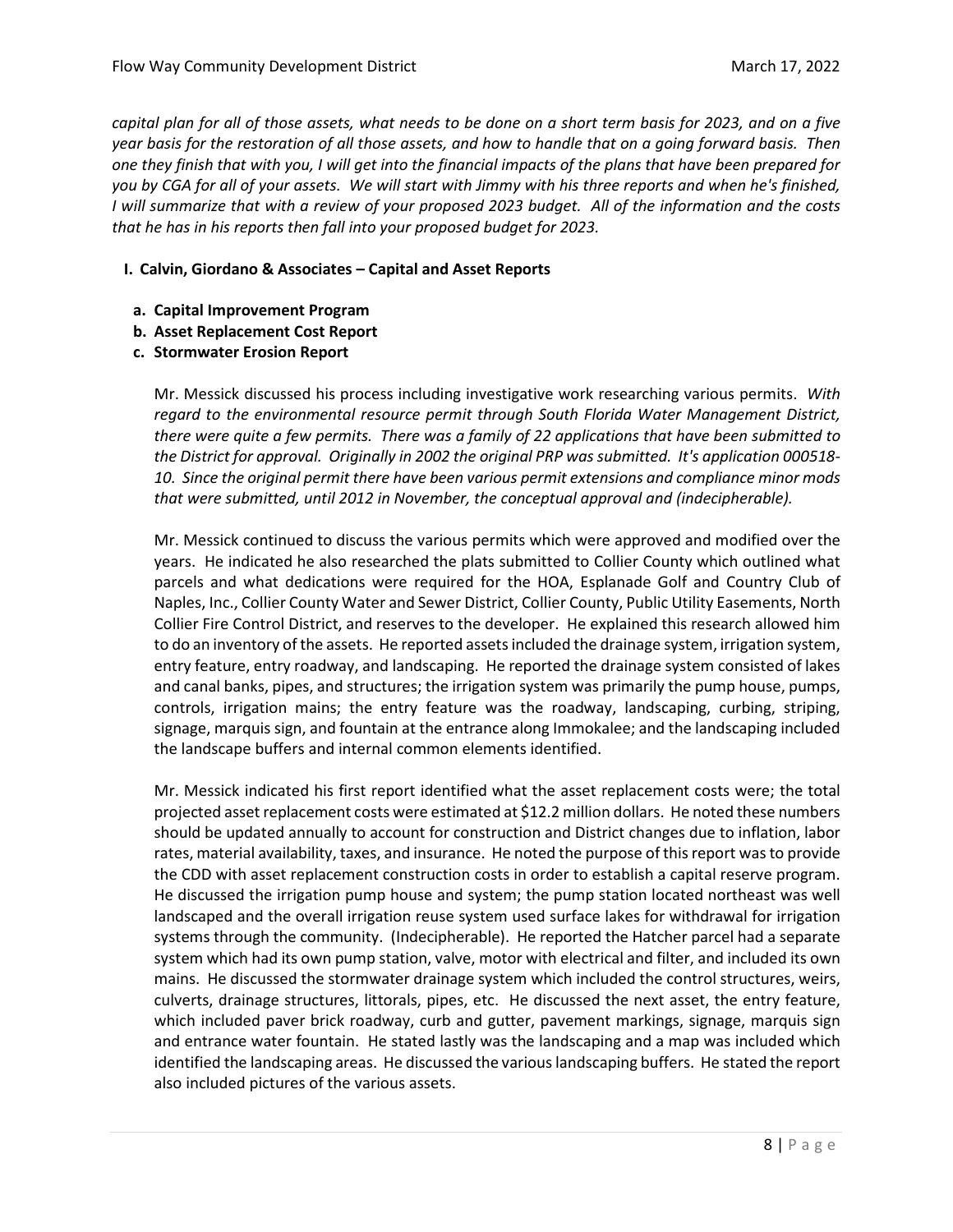*capital plan for all of those assets, what needs to be done on a short term basis for 2023, and on a five year basis for the restoration of all those assets, and how to handle that on a going forward basis. Then one they finish that with you, I will get into the financial impacts of the plans that have been prepared for you by CGA for all of your assets. We will start with Jimmy with his three reports and when he's finished, I will summarize that with a review of your proposed 2023 budget. All of the information and the costs that he has in his reports then fall into your proposed budget for 2023.*

**I. Calvin, Giordano & Associates – Capital and Asset Reports**

**a. Capital Improvement Program**

**b. Asset Replacement Cost Report**

**c. Stormwater Erosion Report**

Mr. Messick discussed his process including investigative work researching various permits. *With regard to the environmental resource permit through South Florida Water Management District, there were quite a few permits. There was a family of 22 applications that have been submitted to the District for approval. Originally in 2002 the original PRP was submitted. It's application 000518-10. Since the original permit there have been various permit extensions and compliance minor mods that were submitted, until 2012 in November, the conceptual approval and (indecipherable).*

Mr. Messick continued to discuss the various permits which were approved and modified over the years. He indicated he also researched the plats submitted to Collier County which outlined what parcels and what dedications were required for the HOA, Esplanade Golf and Country Club of Naples, Inc., Collier County Water and Sewer District, Collier County, Public Utility Easements, North Collier Fire Control District, and reserves to the developer. He explained this research allowed him to do an inventory of the assets. He reported assets included the drainage system, irrigation system, entry feature, entry roadway, and landscaping. He reported the drainage system consisted of lakes and canal banks, pipes, and structures; the irrigation system was primarily the pump house, pumps, controls, irrigation mains; the entry feature was the roadway, landscaping, curbing, striping, signage, marquis sign, and fountain at the entrance along Immokalee; and the landscaping included the landscape buffers and internal common elements identified.

Mr. Messick indicated his first report identified what the asset replacement costs were; the total projected asset replacement costs were estimated at $12.2 million dollars. He noted these numbers should be updated annually to account for construction and District changes due to inflation, labor rates, material availability, taxes, and insurance. He noted the purpose of this report was to provide the CDD with asset replacement construction costs in order to establish a capital reserve program. He discussed the irrigation pump house and system; the pump station located northeast was well landscaped and the overall irrigation reuse system used surface lakes for withdrawal for irrigation systems through the community. (Indecipherable). He reported the Hatcher parcel had a separate system which had its own pump station, valve, motor with electrical and filter, and included its own mains. He discussed the stormwater drainage system which included the control structures, weirs, culverts, drainage structures, littorals, pipes, etc. He discussed the next asset, the entry feature, which included paver brick roadway, curb and gutter, pavement markings, signage, marquis sign and entrance water fountain. He stated lastly was the landscaping and a map was included which identified the landscaping areas. He discussed the various landscaping buffers. He stated the report also included pictures of the various assets.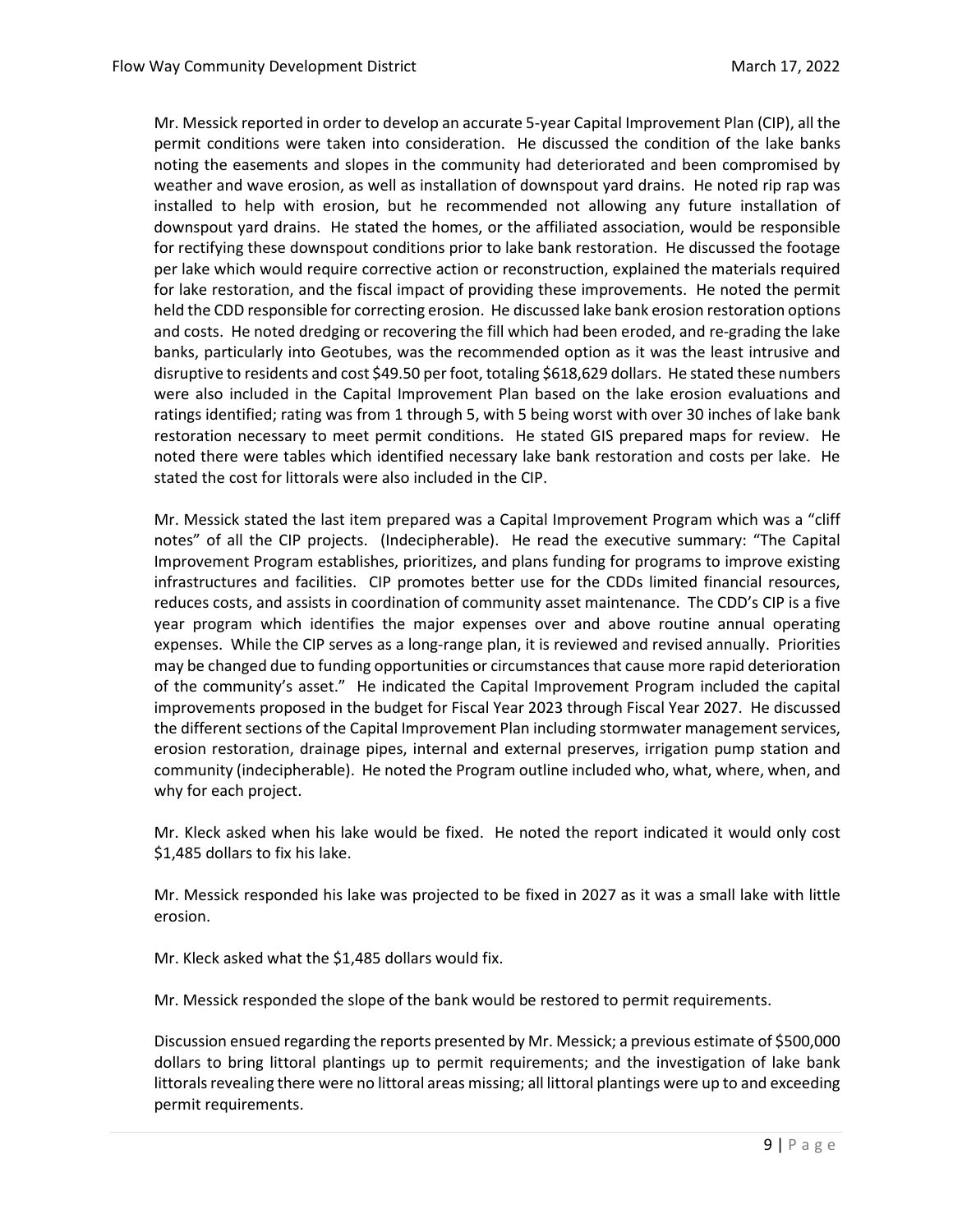Mr. Messick reported in order to develop an accurate 5-year Capital Improvement Plan (CIP), all the permit conditions were taken into consideration. He discussed the condition of the lake banks noting the easements and slopes in the community had deteriorated and been compromised by weather and wave erosion, as well as installation of downspout yard drains. He noted rip rap was installed to help with erosion, but he recommended not allowing any future installation of downspout yard drains. He stated the homes, or the affiliated association, would be responsible for rectifying these downspout conditions prior to lake bank restoration. He discussed the footage per lake which would require corrective action or reconstruction, explained the materials required for lake restoration, and the fiscal impact of providing these improvements. He noted the permit held the CDD responsible for correcting erosion. He discussed lake bank erosion restoration options and costs. He noted dredging or recovering the fill which had been eroded, and re-grading the lake banks, particularly into Geotubes, was the recommended option as it was the least intrusive and disruptive to residents and cost $49.50 per foot, totaling $618,629 dollars. He stated these numbers were also included in the Capital Improvement Plan based on the lake erosion evaluations and ratings identified; rating was from 1 through 5, with 5 being worst with over 30 inches of lake bank restoration necessary to meet permit conditions. He stated GIS prepared maps for review. He noted there were tables which identified necessary lake bank restoration and costs per lake. He stated the cost for littorals were also included in the CIP.

Mr. Messick stated the last item prepared was a Capital Improvement Program which was a "cliff notes" of all the CIP projects. (Indecipherable). He read the executive summary: "The Capital Improvement Program establishes, prioritizes, and plans funding for programs to improve existing infrastructures and facilities. CIP promotes better use for the CDDs limited financial resources, reduces costs, and assists in coordination of community asset maintenance. The CDD's CIP is a five year program which identifies the major expenses over and above routine annual operating expenses. While the CIP serves as a long-range plan, it is reviewed and revised annually. Priorities may be changed due to funding opportunities or circumstances that cause more rapid deterioration of the community's asset." He indicated the Capital Improvement Program included the capital improvements proposed in the budget for Fiscal Year 2023 through Fiscal Year 2027. He discussed the different sections of the Capital Improvement Plan including stormwater management services, erosion restoration, drainage pipes, internal and external preserves, irrigation pump station and community (indecipherable). He noted the Program outline included who, what, where, when, and why for each project.

Mr. Kleck asked when his lake would be fixed. He noted the report indicated it would only cost $1,485 dollars to fix his lake.

Mr. Messick responded his lake was projected to be fixed in 2027 as it was a small lake with little erosion.

Mr. Kleck asked what the $1,485 dollars would fix.

Mr. Messick responded the slope of the bank would be restored to permit requirements.

Discussion ensued regarding the reports presented by Mr. Messick; a previous estimate of $500,000 dollars to bring littoral plantings up to permit requirements; and the investigation of lake bank littorals revealing there were no littoral areas missing; all littoral plantings were up to and exceeding permit requirements.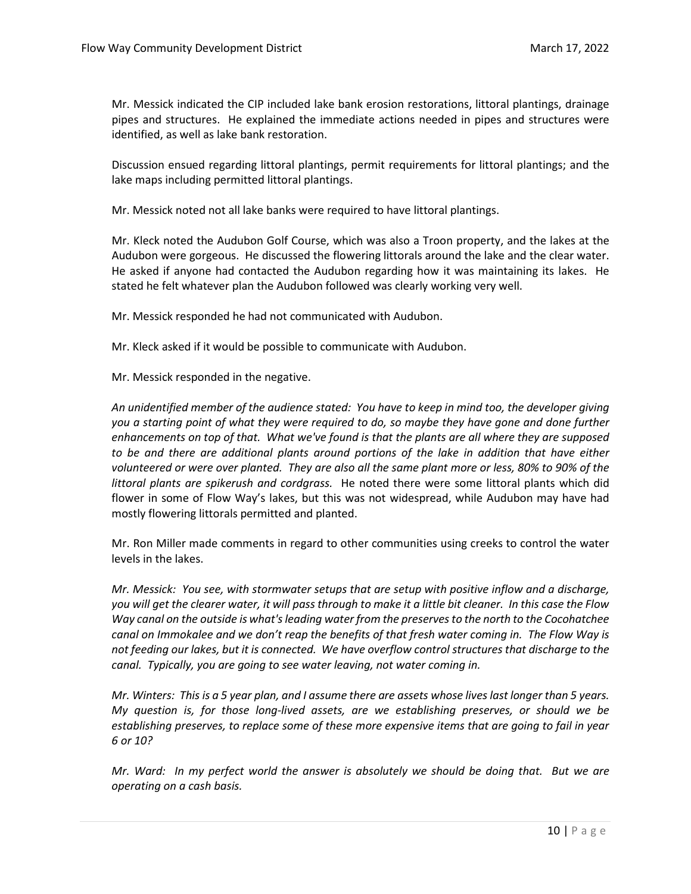Mr. Messick indicated the CIP included lake bank erosion restorations, littoral plantings, drainage pipes and structures. He explained the immediate actions needed in pipes and structures were identified, as well as lake bank restoration.

Discussion ensued regarding littoral plantings, permit requirements for littoral plantings; and the lake maps including permitted littoral plantings.

Mr. Messick noted not all lake banks were required to have littoral plantings.

Mr. Kleck noted the Audubon Golf Course, which was also a Troon property, and the lakes at the Audubon were gorgeous. He discussed the flowering littorals around the lake and the clear water. He asked if anyone had contacted the Audubon regarding how it was maintaining its lakes. He stated he felt whatever plan the Audubon followed was clearly working very well.

Mr. Messick responded he had not communicated with Audubon.

Mr. Kleck asked if it would be possible to communicate with Audubon.

Mr. Messick responded in the negative.

*An unidentified member of the audience stated: You have to keep in mind too, the developer giving you a starting point of what they were required to do, so maybe they have gone and done further enhancements on top of that. What we've found is that the plants are all where they are supposed to be and there are additional plants around portions of the lake in addition that have either volunteered or were over planted. They are also all the same plant more or less, 80% to 90% of the littoral plants are spikerush and cordgrass.* He noted there were some littoral plants which did flower in some of Flow Way's lakes, but this was not widespread, while Audubon may have had mostly flowering littorals permitted and planted.

Mr. Ron Miller made comments in regard to other communities using creeks to control the water levels in the lakes.

*Mr. Messick: You see, with stormwater setups that are setup with positive inflow and a discharge, you will get the clearer water, it will pass through to make it a little bit cleaner. In this case the Flow Way canal on the outside is what's leading water from the preserves to the north to the Cocohatchee canal on Immokalee and we don't reap the benefits of that fresh water coming in. The Flow Way is not feeding our lakes, but it is connected. We have overflow control structures that discharge to the canal. Typically, you are going to see water leaving, not water coming in.*

*Mr. Winters: This is a 5 year plan, and I assume there are assets whose lives last longer than 5 years. My question is, for those long-lived assets, are we establishing preserves, or should we be establishing preserves, to replace some of these more expensive items that are going to fail in year 6 or 10?*

*Mr. Ward: In my perfect world the answer is absolutely we should be doing that. But we are operating on a cash basis.*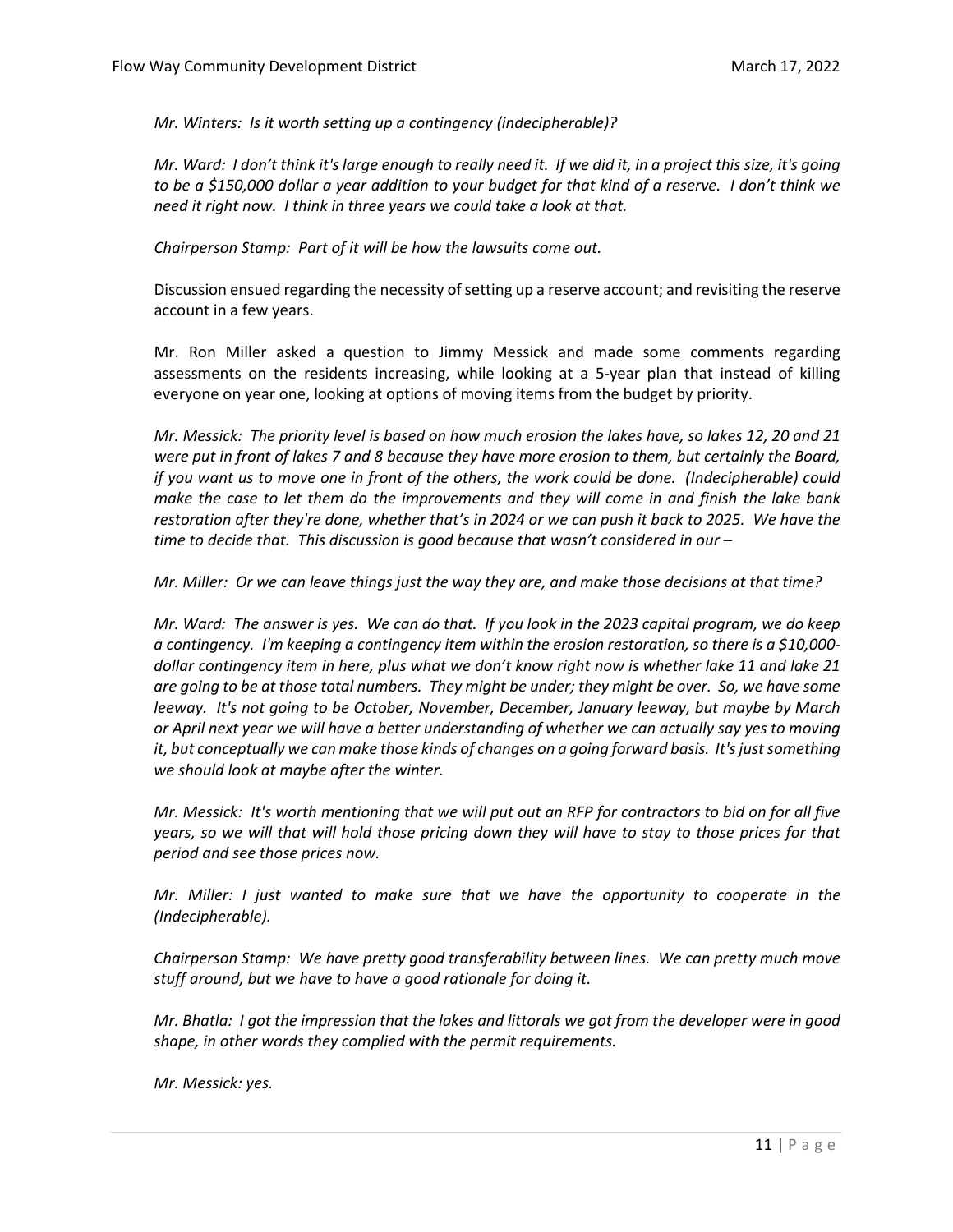*Mr. Winters: Is it worth setting up a contingency (indecipherable)?*

*Mr. Ward: I don't think it's large enough to really need it. If we did it, in a project this size, it's going to be a $150,000 dollar a year addition to your budget for that kind of a reserve. I don't think we need it right now. I think in three years we could take a look at that.*

*Chairperson Stamp: Part of it will be how the lawsuits come out.*

Discussion ensued regarding the necessity of setting up a reserve account; and revisiting the reserve account in a few years.

Mr. Ron Miller asked a question to Jimmy Messick and made some comments regarding assessments on the residents increasing, while looking at a 5-year plan that instead of killing everyone on year one, looking at options of moving items from the budget by priority.

*Mr. Messick: The priority level is based on how much erosion the lakes have, so lakes 12, 20 and 21 were put in front of lakes 7 and 8 because they have more erosion to them, but certainly the Board, if you want us to move one in front of the others, the work could be done. (Indecipherable) could make the case to let them do the improvements and they will come in and finish the lake bank restoration after they're done, whether that's in 2024 or we can push it back to 2025. We have the time to decide that. This discussion is good because that wasn't considered in our –*

*Mr. Miller: Or we can leave things just the way they are, and make those decisions at that time?*

*Mr. Ward: The answer is yes. We can do that. If you look in the 2023 capital program, we do keep a contingency. I'm keeping a contingency item within the erosion restoration, so there is a $10,000-dollar contingency item in here, plus what we don't know right now is whether lake 11 and lake 21 are going to be at those total numbers. They might be under; they might be over. So, we have some leeway. It's not going to be October, November, December, January leeway, but maybe by March or April next year we will have a better understanding of whether we can actually say yes to moving it, but conceptually we can make those kinds of changes on a going forward basis. It's just something we should look at maybe after the winter.*

*Mr. Messick: It's worth mentioning that we will put out an RFP for contractors to bid on for all five years, so we will that will hold those pricing down they will have to stay to those prices for that period and see those prices now.*

*Mr. Miller: I just wanted to make sure that we have the opportunity to cooperate in the (Indecipherable).*

*Chairperson Stamp: We have pretty good transferability between lines. We can pretty much move stuff around, but we have to have a good rationale for doing it.*

*Mr. Bhatla: I got the impression that the lakes and littorals we got from the developer were in good shape, in other words they complied with the permit requirements.*

*Mr. Messick: yes.*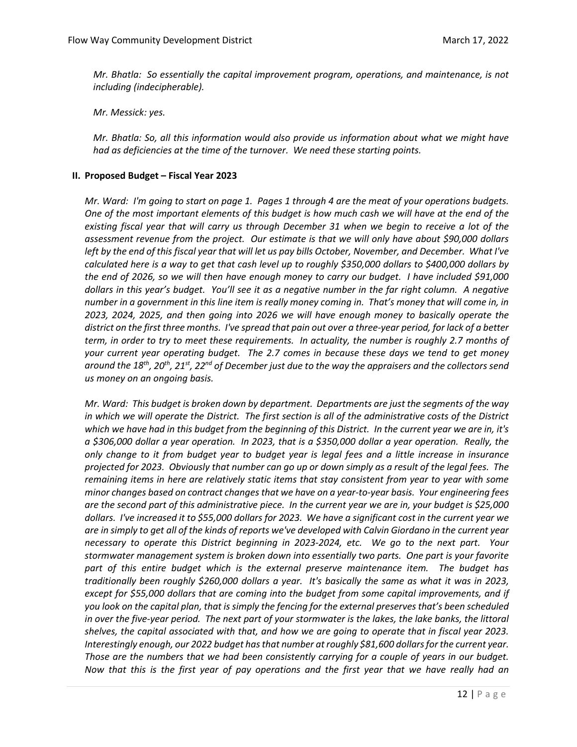*Mr. Bhatla: So essentially the capital improvement program, operations, and maintenance, is not including (indecipherable).*

*Mr. Messick: yes.*

*Mr. Bhatla: So, all this information would also provide us information about what we might have had as deficiencies at the time of the turnover. We need these starting points.*

## II. Proposed Budget – Fiscal Year 2023

*Mr. Ward: I'm going to start on page 1. Pages 1 through 4 are the meat of your operations budgets. One of the most important elements of this budget is how much cash we will have at the end of the existing fiscal year that will carry us through December 31 when we begin to receive a lot of the assessment revenue from the project. Our estimate is that we will only have about $90,000 dollars left by the end of this fiscal year that will let us pay bills October, November, and December. What I've calculated here is a way to get that cash level up to roughly $350,000 dollars to $400,000 dollars by the end of 2026, so we will then have enough money to carry our budget. I have included $91,000 dollars in this year's budget. You'll see it as a negative number in the far right column. A negative number in a government in this line item is really money coming in. That's money that will come in, in 2023, 2024, 2025, and then going into 2026 we will have enough money to basically operate the district on the first three months. I've spread that pain out over a three-year period, for lack of a better term, in order to try to meet these requirements. In actuality, the number is roughly 2.7 months of your current year operating budget. The 2.7 comes in because these days we tend to get money around the 18th, 20th, 21st, 22nd of December just due to the way the appraisers and the collectors send us money on an ongoing basis.*

*Mr. Ward: This budget is broken down by department. Departments are just the segments of the way in which we will operate the District. The first section is all of the administrative costs of the District which we have had in this budget from the beginning of this District. In the current year we are in, it's a $306,000 dollar a year operation. In 2023, that is a $350,000 dollar a year operation. Really, the only change to it from budget year to budget year is legal fees and a little increase in insurance projected for 2023. Obviously that number can go up or down simply as a result of the legal fees. The remaining items in here are relatively static items that stay consistent from year to year with some minor changes based on contract changes that we have on a year-to-year basis. Your engineering fees are the second part of this administrative piece. In the current year we are in, your budget is $25,000 dollars. I've increased it to $55,000 dollars for 2023. We have a significant cost in the current year we are in simply to get all of the kinds of reports we've developed with Calvin Giordano in the current year necessary to operate this District beginning in 2023-2024, etc. We go to the next part. Your stormwater management system is broken down into essentially two parts. One part is your favorite part of this entire budget which is the external preserve maintenance item. The budget has traditionally been roughly $260,000 dollars a year. It's basically the same as what it was in 2023, except for $55,000 dollars that are coming into the budget from some capital improvements, and if you look on the capital plan, that is simply the fencing for the external preserves that's been scheduled in over the five-year period. The next part of your stormwater is the lakes, the lake banks, the littoral shelves, the capital associated with that, and how we are going to operate that in fiscal year 2023. Interestingly enough, our 2022 budget has that number at roughly $81,600 dollars for the current year. Those are the numbers that we had been consistently carrying for a couple of years in our budget. Now that this is the first year of pay operations and the first year that we have really had an*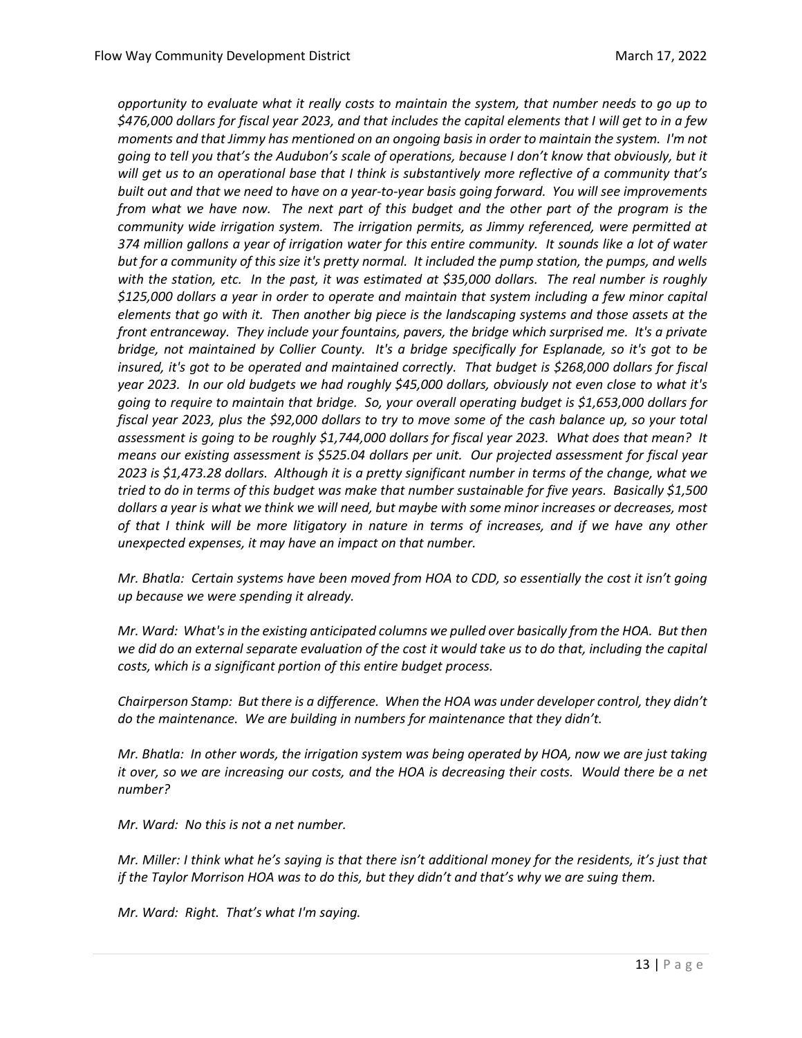*opportunity to evaluate what it really costs to maintain the system, that number needs to go up to $476,000 dollars for fiscal year 2023, and that includes the capital elements that I will get to in a few moments and that Jimmy has mentioned on an ongoing basis in order to maintain the system. I'm not going to tell you that's the Audubon's scale of operations, because I don't know that obviously, but it will get us to an operational base that I think is substantively more reflective of a community that's built out and that we need to have on a year-to-year basis going forward. You will see improvements from what we have now. The next part of this budget and the other part of the program is the community wide irrigation system. The irrigation permits, as Jimmy referenced, were permitted at 374 million gallons a year of irrigation water for this entire community. It sounds like a lot of water but for a community of this size it's pretty normal. It included the pump station, the pumps, and wells with the station, etc. In the past, it was estimated at $35,000 dollars. The real number is roughly $125,000 dollars a year in order to operate and maintain that system including a few minor capital elements that go with it. Then another big piece is the landscaping systems and those assets at the front entranceway. They include your fountains, pavers, the bridge which surprised me. It's a private bridge, not maintained by Collier County. It's a bridge specifically for Esplanade, so it's got to be insured, it's got to be operated and maintained correctly. That budget is $268,000 dollars for fiscal year 2023. In our old budgets we had roughly $45,000 dollars, obviously not even close to what it's going to require to maintain that bridge. So, your overall operating budget is $1,653,000 dollars for fiscal year 2023, plus the $92,000 dollars to try to move some of the cash balance up, so your total assessment is going to be roughly $1,744,000 dollars for fiscal year 2023. What does that mean? It means our existing assessment is $525.04 dollars per unit. Our projected assessment for fiscal year 2023 is $1,473.28 dollars. Although it is a pretty significant number in terms of the change, what we tried to do in terms of this budget was make that number sustainable for five years. Basically $1,500 dollars a year is what we think we will need, but maybe with some minor increases or decreases, most of that I think will be more litigatory in nature in terms of increases, and if we have any other unexpected expenses, it may have an impact on that number.*

*Mr. Bhatla: Certain systems have been moved from HOA to CDD, so essentially the cost it isn't going up because we were spending it already.*

*Mr. Ward: What's in the existing anticipated columns we pulled over basically from the HOA. But then we did do an external separate evaluation of the cost it would take us to do that, including the capital costs, which is a significant portion of this entire budget process.*

*Chairperson Stamp: But there is a difference. When the HOA was under developer control, they didn't do the maintenance. We are building in numbers for maintenance that they didn't.*

*Mr. Bhatla: In other words, the irrigation system was being operated by HOA, now we are just taking it over, so we are increasing our costs, and the HOA is decreasing their costs. Would there be a net number?*

*Mr. Ward: No this is not a net number.*

*Mr. Miller: I think what he's saying is that there isn't additional money for the residents, it's just that if the Taylor Morrison HOA was to do this, but they didn't and that's why we are suing them.*

*Mr. Ward: Right. That's what I'm saying.*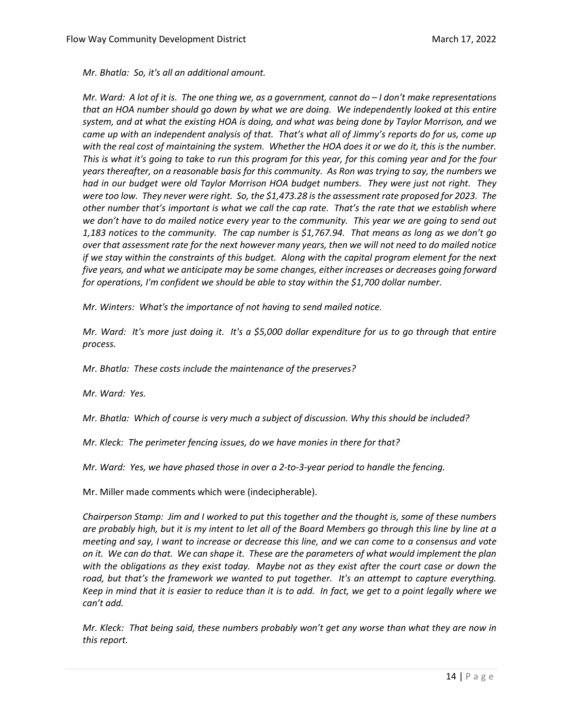*Mr. Bhatla: So, it's all an additional amount.*

*Mr. Ward: A lot of it is. The one thing we, as a government, cannot do – I don't make representations that an HOA number should go down by what we are doing. We independently looked at this entire system, and at what the existing HOA is doing, and what was being done by Taylor Morrison, and we came up with an independent analysis of that. That's what all of Jimmy's reports do for us, come up with the real cost of maintaining the system. Whether the HOA does it or we do it, this is the number. This is what it's going to take to run this program for this year, for this coming year and for the four years thereafter, on a reasonable basis for this community. As Ron was trying to say, the numbers we had in our budget were old Taylor Morrison HOA budget numbers. They were just not right. They were too low. They never were right. So, the $1,473.28 is the assessment rate proposed for 2023. The other number that's important is what we call the cap rate. That's the rate that we establish where we don't have to do mailed notice every year to the community. This year we are going to send out 1,183 notices to the community. The cap number is $1,767.94. That means as long as we don't go over that assessment rate for the next however many years, then we will not need to do mailed notice if we stay within the constraints of this budget. Along with the capital program element for the next five years, and what we anticipate may be some changes, either increases or decreases going forward for operations, I'm confident we should be able to stay within the $1,700 dollar number.*

*Mr. Winters: What's the importance of not having to send mailed notice.*

*Mr. Ward: It's more just doing it. It's a $5,000 dollar expenditure for us to go through that entire process.*

*Mr. Bhatla: These costs include the maintenance of the preserves?*

*Mr. Ward: Yes.*

*Mr. Bhatla: Which of course is very much a subject of discussion. Why this should be included?*

*Mr. Kleck: The perimeter fencing issues, do we have monies in there for that?*

*Mr. Ward: Yes, we have phased those in over a 2-to-3-year period to handle the fencing.*

Mr. Miller made comments which were (indecipherable).

*Chairperson Stamp: Jim and I worked to put this together and the thought is, some of these numbers are probably high, but it is my intent to let all of the Board Members go through this line by line at a meeting and say, I want to increase or decrease this line, and we can come to a consensus and vote on it. We can do that. We can shape it. These are the parameters of what would implement the plan with the obligations as they exist today. Maybe not as they exist after the court case or down the road, but that's the framework we wanted to put together. It's an attempt to capture everything. Keep in mind that it is easier to reduce than it is to add. In fact, we get to a point legally where we can't add.*

*Mr. Kleck: That being said, these numbers probably won't get any worse than what they are now in this report.*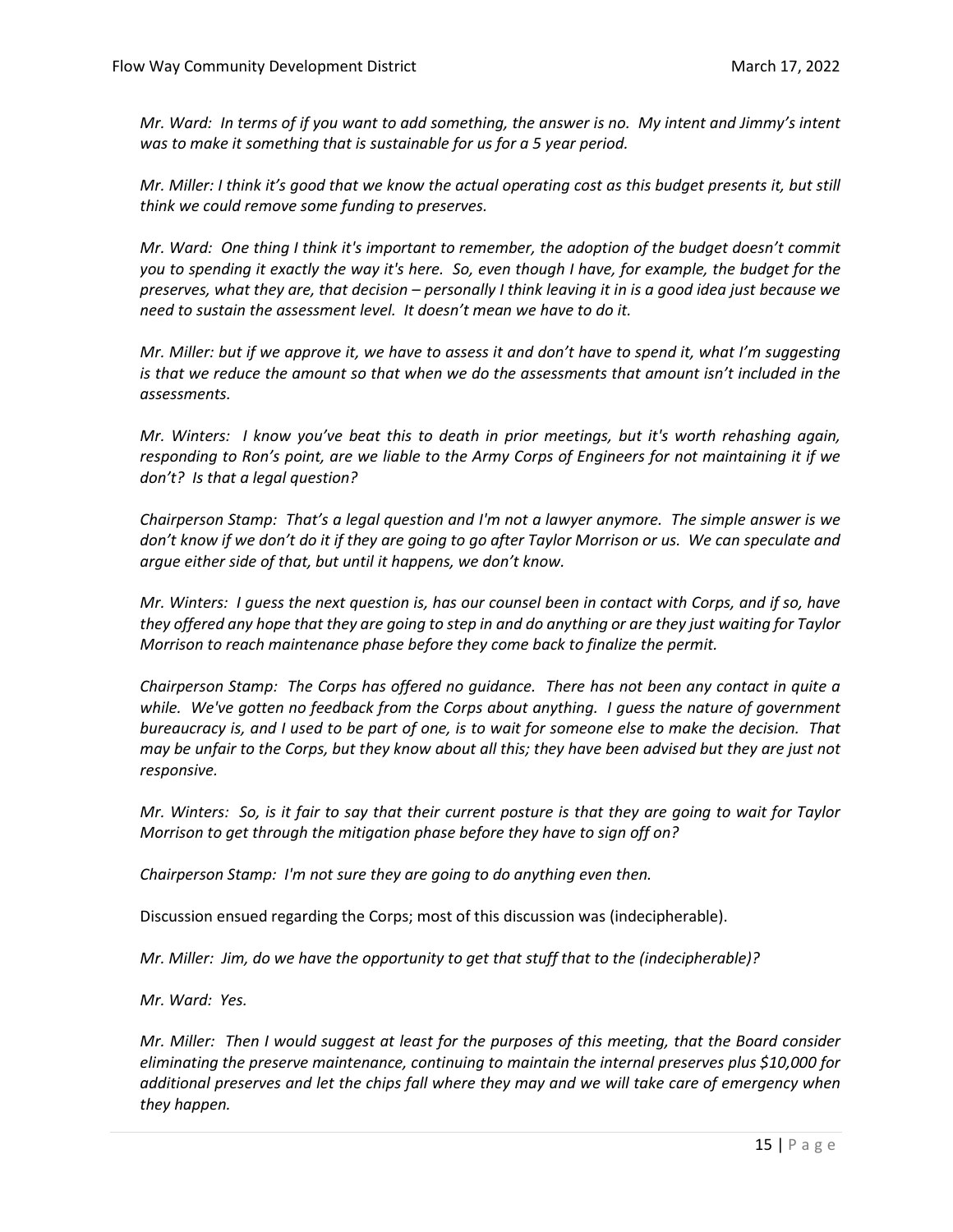*Mr. Ward: In terms of if you want to add something, the answer is no. My intent and Jimmy's intent was to make it something that is sustainable for us for a 5 year period.*

*Mr. Miller: I think it's good that we know the actual operating cost as this budget presents it, but still think we could remove some funding to preserves.*

*Mr. Ward: One thing I think it's important to remember, the adoption of the budget doesn't commit you to spending it exactly the way it's here. So, even though I have, for example, the budget for the preserves, what they are, that decision – personally I think leaving it in is a good idea just because we need to sustain the assessment level. It doesn't mean we have to do it.*

*Mr. Miller: but if we approve it, we have to assess it and don't have to spend it, what I'm suggesting is that we reduce the amount so that when we do the assessments that amount isn't included in the assessments.*

*Mr. Winters: I know you've beat this to death in prior meetings, but it's worth rehashing again, responding to Ron's point, are we liable to the Army Corps of Engineers for not maintaining it if we don't? Is that a legal question?*

*Chairperson Stamp: That's a legal question and I'm not a lawyer anymore. The simple answer is we don't know if we don't do it if they are going to go after Taylor Morrison or us. We can speculate and argue either side of that, but until it happens, we don't know.*

*Mr. Winters: I guess the next question is, has our counsel been in contact with Corps, and if so, have they offered any hope that they are going to step in and do anything or are they just waiting for Taylor Morrison to reach maintenance phase before they come back to finalize the permit.*

*Chairperson Stamp: The Corps has offered no guidance. There has not been any contact in quite a while. We've gotten no feedback from the Corps about anything. I guess the nature of government bureaucracy is, and I used to be part of one, is to wait for someone else to make the decision. That may be unfair to the Corps, but they know about all this; they have been advised but they are just not responsive.*

*Mr. Winters: So, is it fair to say that their current posture is that they are going to wait for Taylor Morrison to get through the mitigation phase before they have to sign off on?*

*Chairperson Stamp: I'm not sure they are going to do anything even then.*

Discussion ensued regarding the Corps; most of this discussion was (indecipherable).

*Mr. Miller: Jim, do we have the opportunity to get that stuff that to the (indecipherable)?*

*Mr. Ward: Yes.*

*Mr. Miller: Then I would suggest at least for the purposes of this meeting, that the Board consider eliminating the preserve maintenance, continuing to maintain the internal preserves plus $10,000 for additional preserves and let the chips fall where they may and we will take care of emergency when they happen.*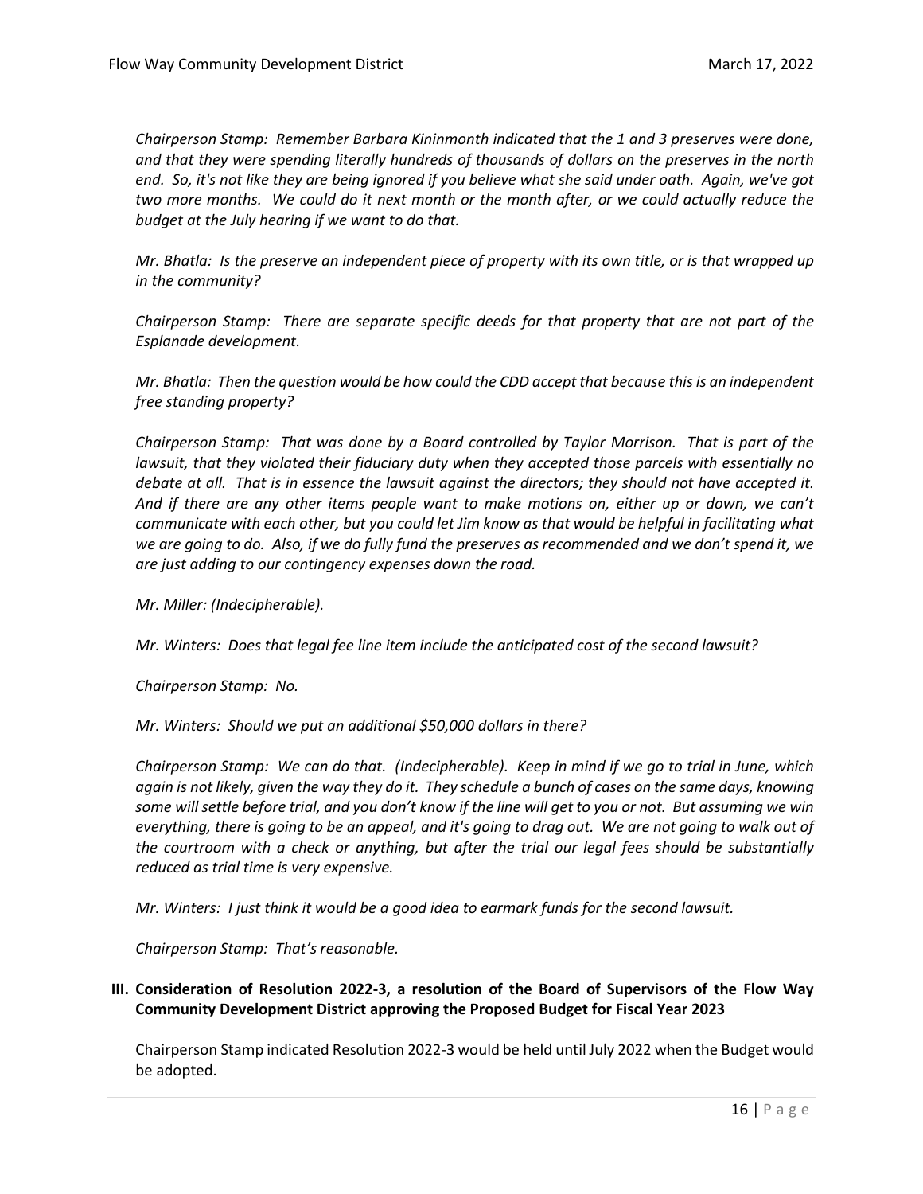*Chairperson Stamp: Remember Barbara Kininmonth indicated that the 1 and 3 preserves were done, and that they were spending literally hundreds of thousands of dollars on the preserves in the north end. So, it's not like they are being ignored if you believe what she said under oath. Again, we've got two more months. We could do it next month or the month after, or we could actually reduce the budget at the July hearing if we want to do that.*

*Mr. Bhatla: Is the preserve an independent piece of property with its own title, or is that wrapped up in the community?*

*Chairperson Stamp: There are separate specific deeds for that property that are not part of the Esplanade development.*

*Mr. Bhatla: Then the question would be how could the CDD accept that because this is an independent free standing property?*

*Chairperson Stamp: That was done by a Board controlled by Taylor Morrison. That is part of the lawsuit, that they violated their fiduciary duty when they accepted those parcels with essentially no debate at all. That is in essence the lawsuit against the directors; they should not have accepted it. And if there are any other items people want to make motions on, either up or down, we can't communicate with each other, but you could let Jim know as that would be helpful in facilitating what we are going to do. Also, if we do fully fund the preserves as recommended and we don't spend it, we are just adding to our contingency expenses down the road.*

*Mr. Miller: (Indecipherable).*

*Mr. Winters: Does that legal fee line item include the anticipated cost of the second lawsuit?*

*Chairperson Stamp: No.*

*Mr. Winters: Should we put an additional $50,000 dollars in there?*

*Chairperson Stamp: We can do that. (Indecipherable). Keep in mind if we go to trial in June, which again is not likely, given the way they do it. They schedule a bunch of cases on the same days, knowing some will settle before trial, and you don't know if the line will get to you or not. But assuming we win everything, there is going to be an appeal, and it's going to drag out. We are not going to walk out of the courtroom with a check or anything, but after the trial our legal fees should be substantially reduced as trial time is very expensive.*

*Mr. Winters: I just think it would be a good idea to earmark funds for the second lawsuit.*

*Chairperson Stamp: That's reasonable.*

## III. Consideration of Resolution 2022-3, a resolution of the Board of Supervisors of the Flow Way Community Development District approving the Proposed Budget for Fiscal Year 2023

Chairperson Stamp indicated Resolution 2022-3 would be held until July 2022 when the Budget would be adopted.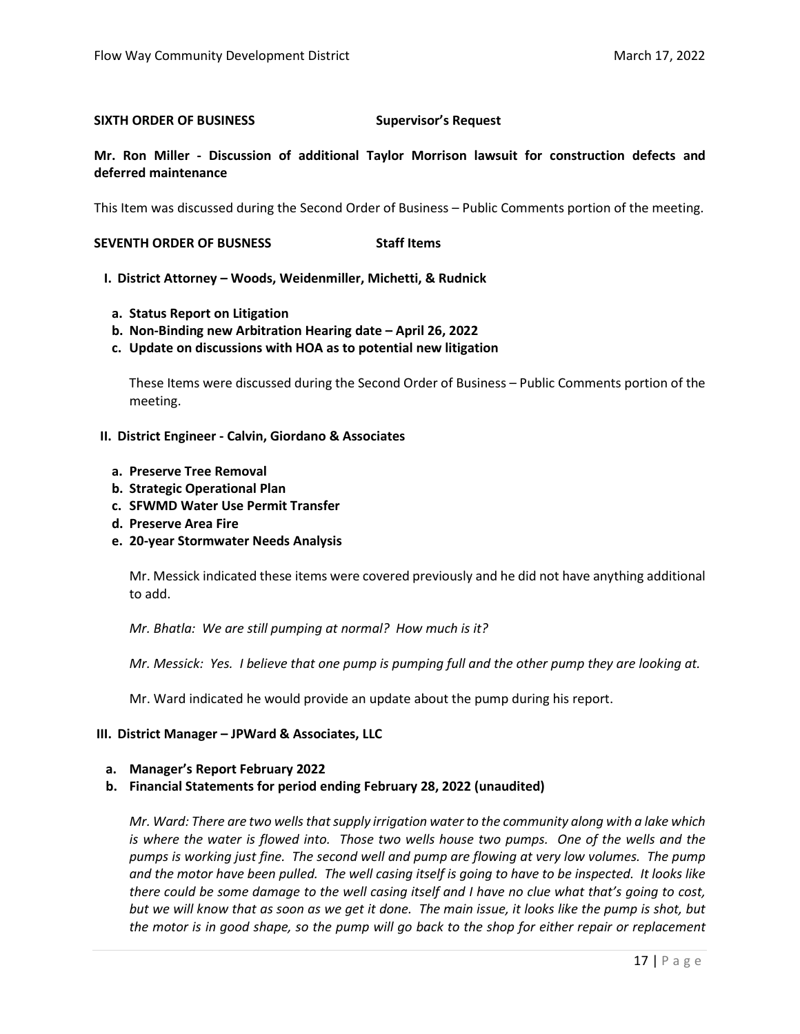**SIXTH ORDER OF BUSINESS** **Supervisor's Request**

**Mr. Ron Miller - Discussion of additional Taylor Morrison lawsuit for construction defects and deferred maintenance**

This Item was discussed during the Second Order of Business – Public Comments portion of the meeting.

**SEVENTH ORDER OF BUSNESS** **Staff Items**

**I. District Attorney – Woods, Weidenmiller, Michetti, & Rudnick**

**a. Status Report on Litigation**
**b. Non-Binding new Arbitration Hearing date – April 26, 2022**
**c. Update on discussions with HOA as to potential new litigation**

These Items were discussed during the Second Order of Business – Public Comments portion of the meeting.

**II. District Engineer - Calvin, Giordano & Associates**

**a. Preserve Tree Removal**
**b. Strategic Operational Plan**
**c. SFWMD Water Use Permit Transfer**
**d. Preserve Area Fire**
**e. 20-year Stormwater Needs Analysis**

Mr. Messick indicated these items were covered previously and he did not have anything additional to add.

*Mr. Bhatla: We are still pumping at normal? How much is it?*

*Mr. Messick: Yes. I believe that one pump is pumping full and the other pump they are looking at.*

Mr. Ward indicated he would provide an update about the pump during his report.

**III. District Manager – JPWard & Associates, LLC**

**a. Manager's Report February 2022**
**b. Financial Statements for period ending February 28, 2022 (unaudited)**

*Mr. Ward: There are two wells that supply irrigation water to the community along with a lake which is where the water is flowed into. Those two wells house two pumps. One of the wells and the pumps is working just fine. The second well and pump are flowing at very low volumes. The pump and the motor have been pulled. The well casing itself is going to have to be inspected. It looks like there could be some damage to the well casing itself and I have no clue what that's going to cost, but we will know that as soon as we get it done. The main issue, it looks like the pump is shot, but the motor is in good shape, so the pump will go back to the shop for either repair or replacement*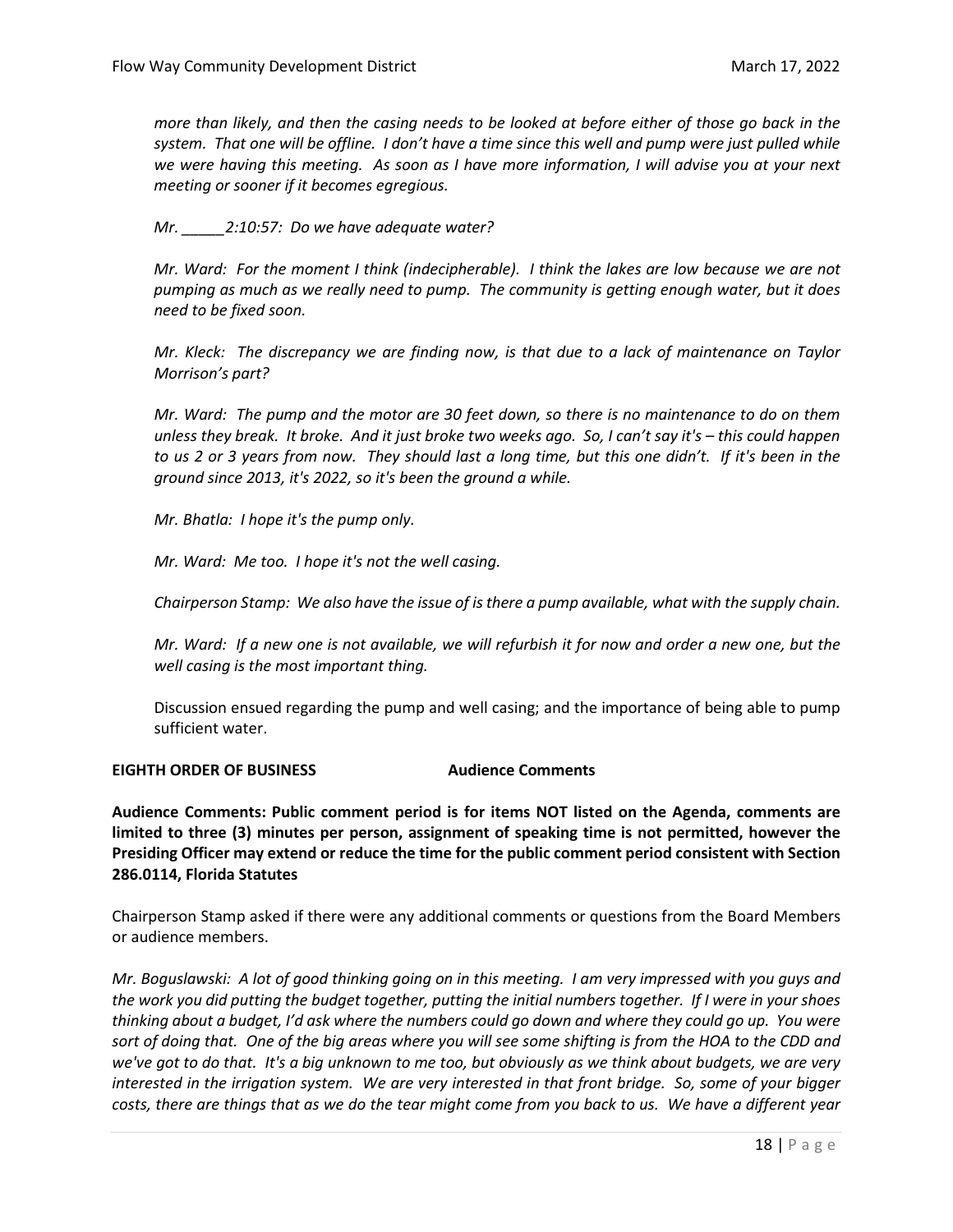*more than likely, and then the casing needs to be looked at before either of those go back in the system. That one will be offline. I don't have a time since this well and pump were just pulled while we were having this meeting. As soon as I have more information, I will advise you at your next meeting or sooner if it becomes egregious.*

*Mr. _____2:10:57: Do we have adequate water?*

*Mr. Ward: For the moment I think (indecipherable). I think the lakes are low because we are not pumping as much as we really need to pump. The community is getting enough water, but it does need to be fixed soon.*

*Mr. Kleck: The discrepancy we are finding now, is that due to a lack of maintenance on Taylor Morrison's part?*

*Mr. Ward: The pump and the motor are 30 feet down, so there is no maintenance to do on them unless they break. It broke. And it just broke two weeks ago. So, I can't say it's – this could happen to us 2 or 3 years from now. They should last a long time, but this one didn't. If it's been in the ground since 2013, it's 2022, so it's been the ground a while.*

*Mr. Bhatla: I hope it's the pump only.*

*Mr. Ward: Me too. I hope it's not the well casing.*

*Chairperson Stamp: We also have the issue of is there a pump available, what with the supply chain.*

*Mr. Ward: If a new one is not available, we will refurbish it for now and order a new one, but the well casing is the most important thing.*

Discussion ensued regarding the pump and well casing; and the importance of being able to pump sufficient water.

**EIGHTH ORDER OF BUSINESS Audience Comments**

**Audience Comments: Public comment period is for items NOT listed on the Agenda, comments are limited to three (3) minutes per person, assignment of speaking time is not permitted, however the Presiding Officer may extend or reduce the time for the public comment period consistent with Section 286.0114, Florida Statutes**

Chairperson Stamp asked if there were any additional comments or questions from the Board Members or audience members.

*Mr. Boguslawski: A lot of good thinking going on in this meeting. I am very impressed with you guys and the work you did putting the budget together, putting the initial numbers together. If I were in your shoes thinking about a budget, I'd ask where the numbers could go down and where they could go up. You were sort of doing that. One of the big areas where you will see some shifting is from the HOA to the CDD and we've got to do that. It's a big unknown to me too, but obviously as we think about budgets, we are very interested in the irrigation system. We are very interested in that front bridge. So, some of your bigger costs, there are things that as we do the tear might come from you back to us. We have a different year*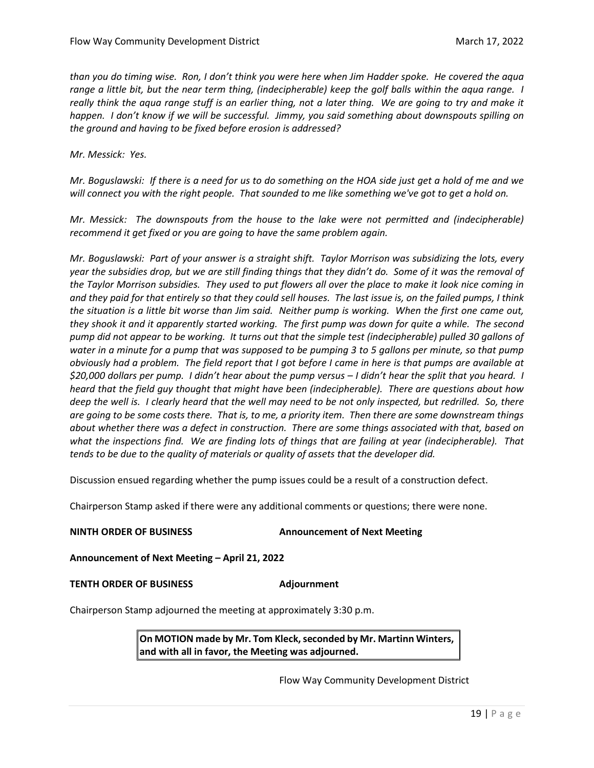*than you do timing wise. Ron, I don't think you were here when Jim Hadder spoke. He covered the aqua range a little bit, but the near term thing, (indecipherable) keep the golf balls within the aqua range. I really think the aqua range stuff is an earlier thing, not a later thing. We are going to try and make it happen. I don't know if we will be successful. Jimmy, you said something about downspouts spilling on the ground and having to be fixed before erosion is addressed?*

*Mr. Messick: Yes.*

*Mr. Boguslawski: If there is a need for us to do something on the HOA side just get a hold of me and we will connect you with the right people. That sounded to me like something we've got to get a hold on.*

*Mr. Messick: The downspouts from the house to the lake were not permitted and (indecipherable) recommend it get fixed or you are going to have the same problem again.*

*Mr. Boguslawski: Part of your answer is a straight shift. Taylor Morrison was subsidizing the lots, every year the subsidies drop, but we are still finding things that they didn't do. Some of it was the removal of the Taylor Morrison subsidies. They used to put flowers all over the place to make it look nice coming in and they paid for that entirely so that they could sell houses. The last issue is, on the failed pumps, I think the situation is a little bit worse than Jim said. Neither pump is working. When the first one came out, they shook it and it apparently started working. The first pump was down for quite a while. The second pump did not appear to be working. It turns out that the simple test (indecipherable) pulled 30 gallons of water in a minute for a pump that was supposed to be pumping 3 to 5 gallons per minute, so that pump obviously had a problem. The field report that I got before I came in here is that pumps are available at $20,000 dollars per pump. I didn't hear about the pump versus – I didn't hear the split that you heard. I heard that the field guy thought that might have been (indecipherable). There are questions about how deep the well is. I clearly heard that the well may need to be not only inspected, but redrilled. So, there are going to be some costs there. That is, to me, a priority item. Then there are some downstream things about whether there was a defect in construction. There are some things associated with that, based on what the inspections find. We are finding lots of things that are failing at year (indecipherable). That tends to be due to the quality of materials or quality of assets that the developer did.*

Discussion ensued regarding whether the pump issues could be a result of a construction defect.

Chairperson Stamp asked if there were any additional comments or questions; there were none.

**NINTH ORDER OF BUSINESS** **Announcement of Next Meeting**

**Announcement of Next Meeting – April 21, 2022**

**TENTH ORDER OF BUSINESS** **Adjournment**

Chairperson Stamp adjourned the meeting at approximately 3:30 p.m.

> **On MOTION made by Mr. Tom Kleck, seconded by Mr. Martinn Winters, and with all in favor, the Meeting was adjourned.**

Flow Way Community Development District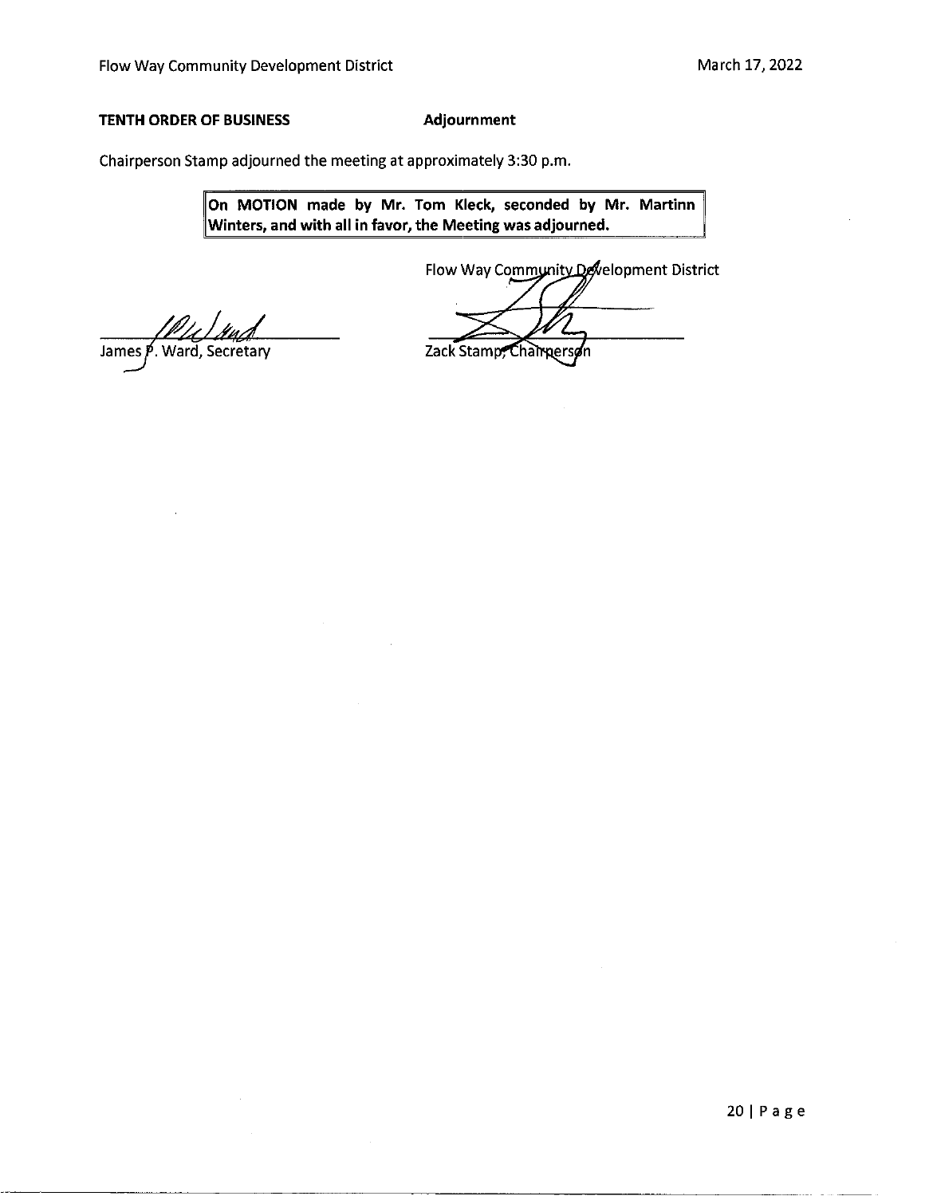**TENTH ORDER OF BUSINESS** **Adjournment**

Chairperson Stamp adjourned the meeting at approximately 3:30 p.m.

> **On MOTION made by Mr. Tom Kleck, seconded by Mr. Martinn Winters, and with all in favor, the Meeting was adjourned.**

Flow Way Community Development District

James P. Ward, Secretary

Zack Stamp, Chairperson